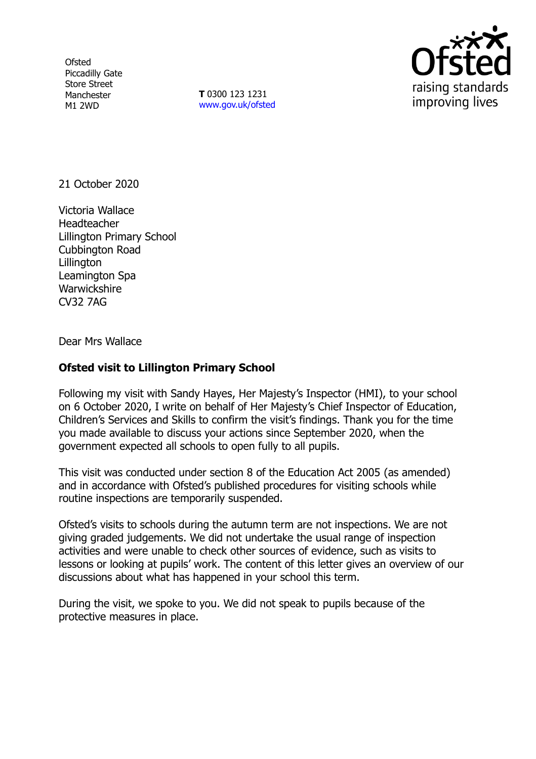Ofsted
Piccadilly Gate
Store Street
Manchester
M1 2WD

**T** 0300 123 1231
www.gov.uk/ofsted

21 October 2020

Victoria Wallace
Headteacher
Lillington Primary School
Cubbington Road
Lillington
Leamington Spa
Warwickshire
CV32 7AG

Dear Mrs Wallace

**Ofsted visit to Lillington Primary School**

Following my visit with Sandy Hayes, Her Majesty's Inspector (HMI), to your school on 6 October 2020, I write on behalf of Her Majesty's Chief Inspector of Education, Children's Services and Skills to confirm the visit's findings. Thank you for the time you made available to discuss your actions since September 2020, when the government expected all schools to open fully to all pupils.

This visit was conducted under section 8 of the Education Act 2005 (as amended) and in accordance with Ofsted's published procedures for visiting schools while routine inspections are temporarily suspended.

Ofsted's visits to schools during the autumn term are not inspections. We are not giving graded judgements. We did not undertake the usual range of inspection activities and were unable to check other sources of evidence, such as visits to lessons or looking at pupils' work. The content of this letter gives an overview of our discussions about what has happened in your school this term.

During the visit, we spoke to you. We did not speak to pupils because of the protective measures in place.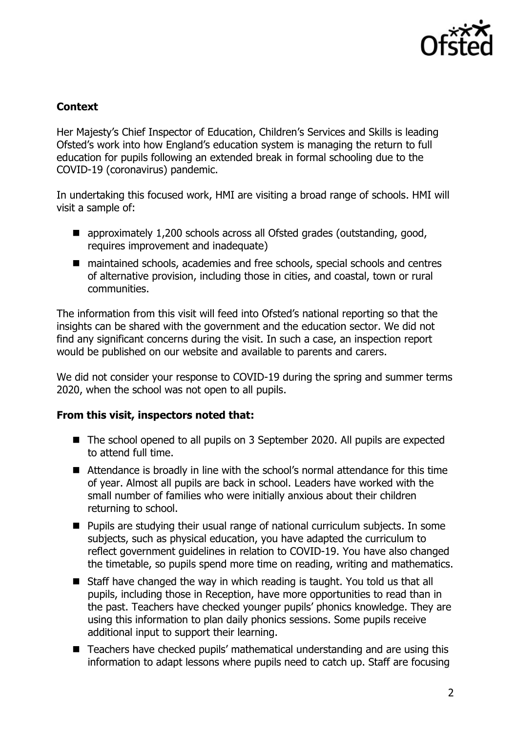**Context**

Her Majesty's Chief Inspector of Education, Children's Services and Skills is leading Ofsted's work into how England's education system is managing the return to full education for pupils following an extended break in formal schooling due to the COVID-19 (coronavirus) pandemic.

In undertaking this focused work, HMI are visiting a broad range of schools. HMI will visit a sample of:

- approximately 1,200 schools across all Ofsted grades (outstanding, good, requires improvement and inadequate)
- maintained schools, academies and free schools, special schools and centres of alternative provision, including those in cities, and coastal, town or rural communities.

The information from this visit will feed into Ofsted's national reporting so that the insights can be shared with the government and the education sector. We did not find any significant concerns during the visit. In such a case, an inspection report would be published on our website and available to parents and carers.

We did not consider your response to COVID-19 during the spring and summer terms 2020, when the school was not open to all pupils.

**From this visit, inspectors noted that:**

- The school opened to all pupils on 3 September 2020. All pupils are expected to attend full time.
- Attendance is broadly in line with the school's normal attendance for this time of year. Almost all pupils are back in school. Leaders have worked with the small number of families who were initially anxious about their children returning to school.
- Pupils are studying their usual range of national curriculum subjects. In some subjects, such as physical education, you have adapted the curriculum to reflect government guidelines in relation to COVID-19. You have also changed the timetable, so pupils spend more time on reading, writing and mathematics.
- Staff have changed the way in which reading is taught. You told us that all pupils, including those in Reception, have more opportunities to read than in the past. Teachers have checked younger pupils' phonics knowledge. They are using this information to plan daily phonics sessions. Some pupils receive additional input to support their learning.
- Teachers have checked pupils' mathematical understanding and are using this information to adapt lessons where pupils need to catch up. Staff are focusing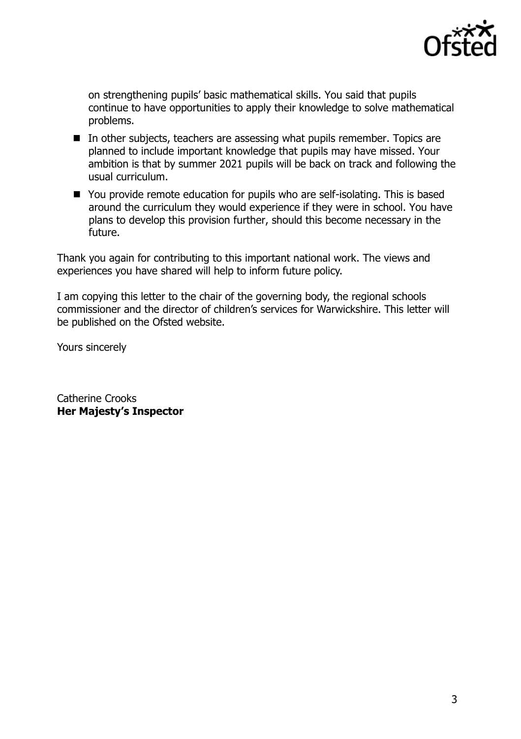on strengthening pupils' basic mathematical skills. You said that pupils continue to have opportunities to apply their knowledge to solve mathematical problems.

- In other subjects, teachers are assessing what pupils remember. Topics are planned to include important knowledge that pupils may have missed. Your ambition is that by summer 2021 pupils will be back on track and following the usual curriculum.
- You provide remote education for pupils who are self-isolating. This is based around the curriculum they would experience if they were in school. You have plans to develop this provision further, should this become necessary in the future.

Thank you again for contributing to this important national work. The views and experiences you have shared will help to inform future policy.

I am copying this letter to the chair of the governing body, the regional schools commissioner and the director of children's services for Warwickshire. This letter will be published on the Ofsted website.

Yours sincerely

Catherine Crooks
**Her Majesty's Inspector**